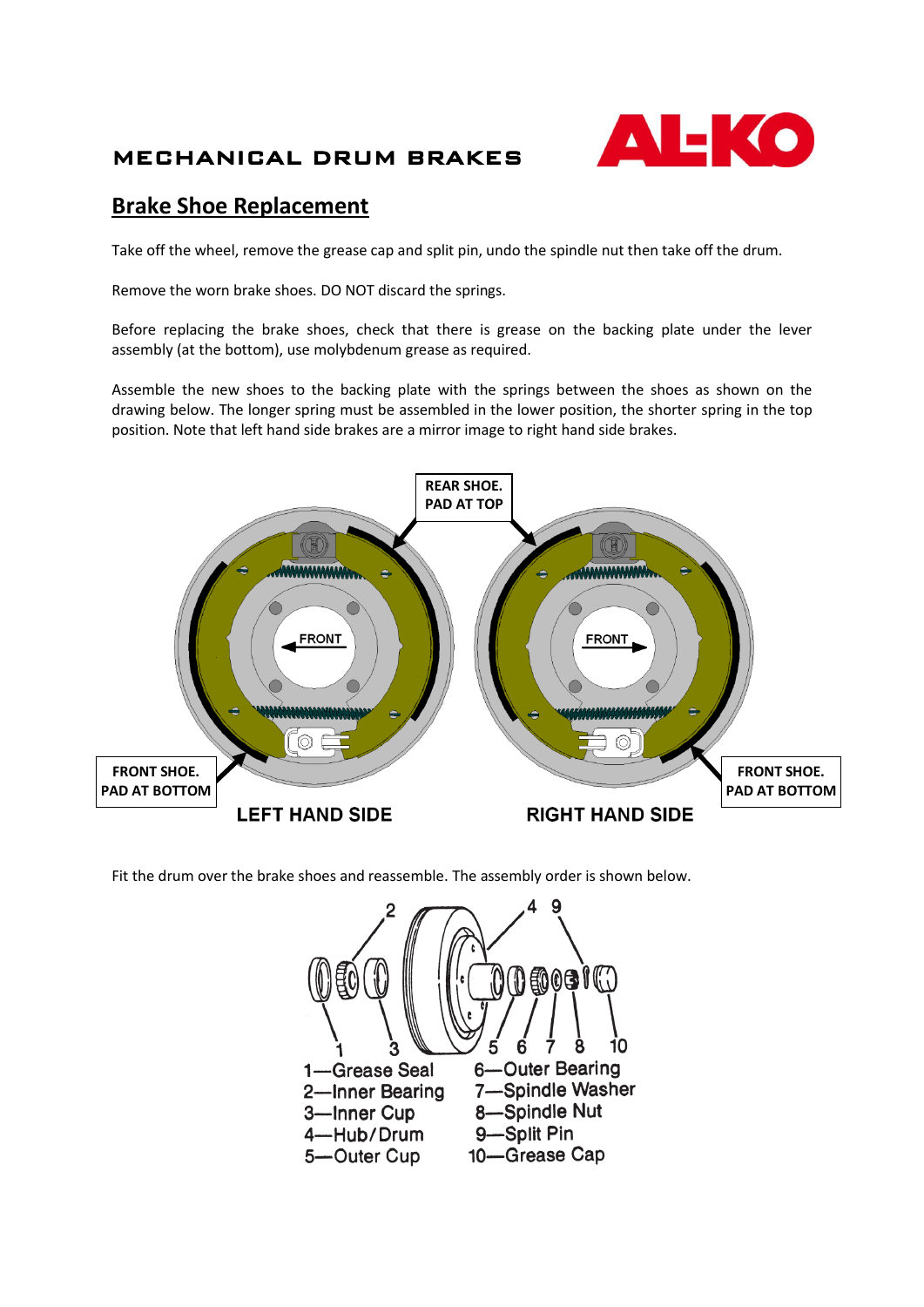MECHANICAL DRUM BRAKES

AL-KO

## Brake Shoe Replacement

Take off the wheel, remove the grease cap and split pin, undo the spindle nut then take off the drum.

Remove the worn brake shoes. DO NOT discard the springs.

Before replacing the brake shoes, check that there is grease on the backing plate under the lever assembly (at the bottom), use molybdenum grease as required.

Assemble the new shoes to the backing plate with the springs between the shoes as shown on the drawing below. The longer spring must be assembled in the lower position, the shorter spring in the top position. Note that left hand side brakes are a mirror image to right hand side brakes.

REAR SHOE. PAD AT TOP

FRONT SHOE. PAD AT BOTTOM

FRONT SHOE. PAD AT BOTTOM

LEFT HAND SIDE

RIGHT HAND SIDE

Fit the drum over the brake shoes and reassemble. The assembly order is shown below.

1—Grease Seal
2—Inner Bearing
3—Inner Cup
4—Hub/Drum
5—Outer Cup
6—Outer Bearing
7—Spindle Washer
8—Spindle Nut
9—Split Pin
10—Grease Cap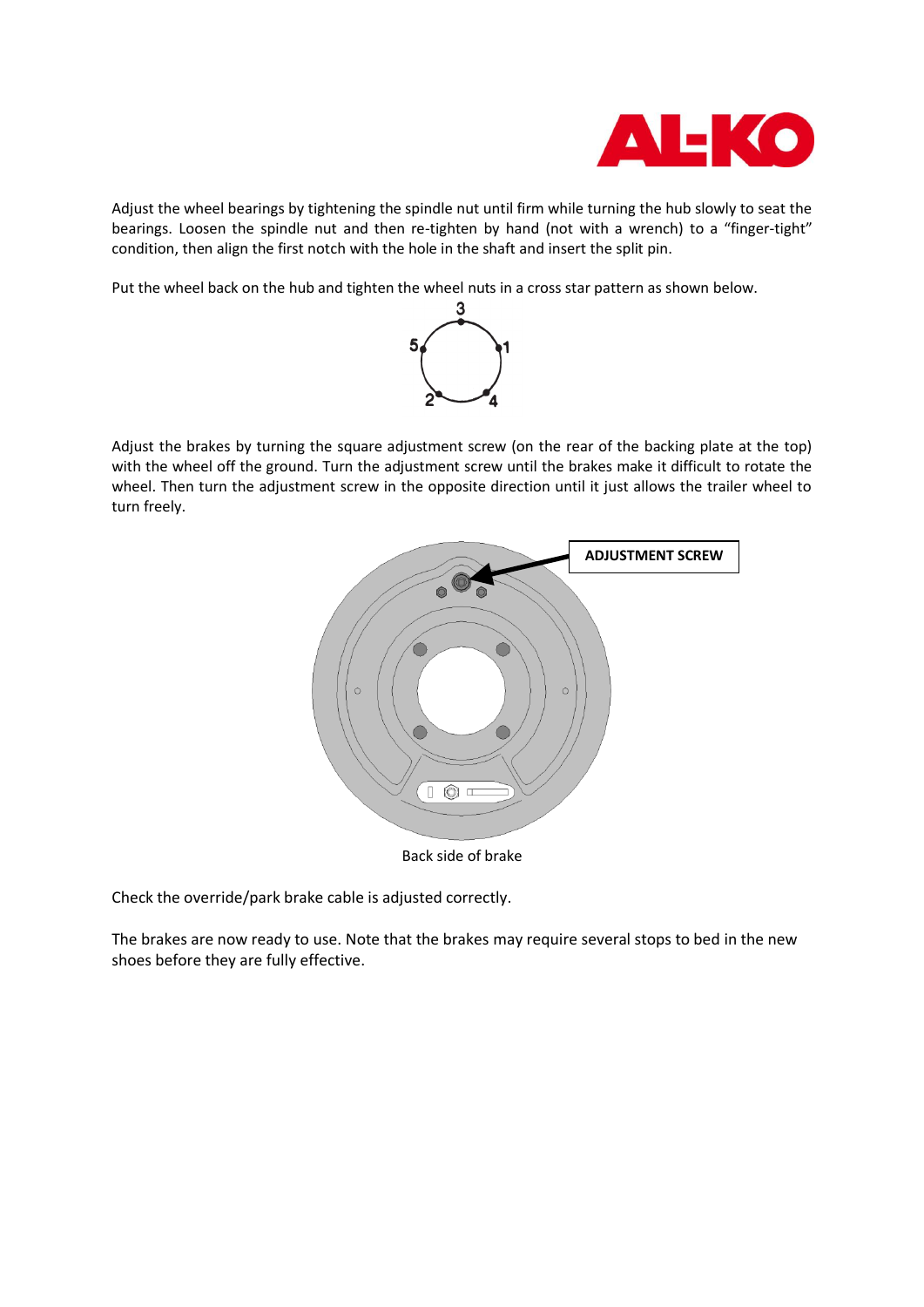Adjust the wheel bearings by tightening the spindle nut until firm while turning the hub slowly to seat the bearings. Loosen the spindle nut and then re-tighten by hand (not with a wrench) to a "finger-tight" condition, then align the first notch with the hole in the shaft and insert the split pin.

Put the wheel back on the hub and tighten the wheel nuts in a cross star pattern as shown below.

3
5
1
2
4

Adjust the brakes by turning the square adjustment screw (on the rear of the backing plate at the top) with the wheel off the ground. Turn the adjustment screw until the brakes make it difficult to rotate the wheel. Then turn the adjustment screw in the opposite direction until it just allows the trailer wheel to turn freely.

ADJUSTMENT SCREW

Back side of brake

Check the override/park brake cable is adjusted correctly.

The brakes are now ready to use. Note that the brakes may require several stops to bed in the new shoes before they are fully effective.